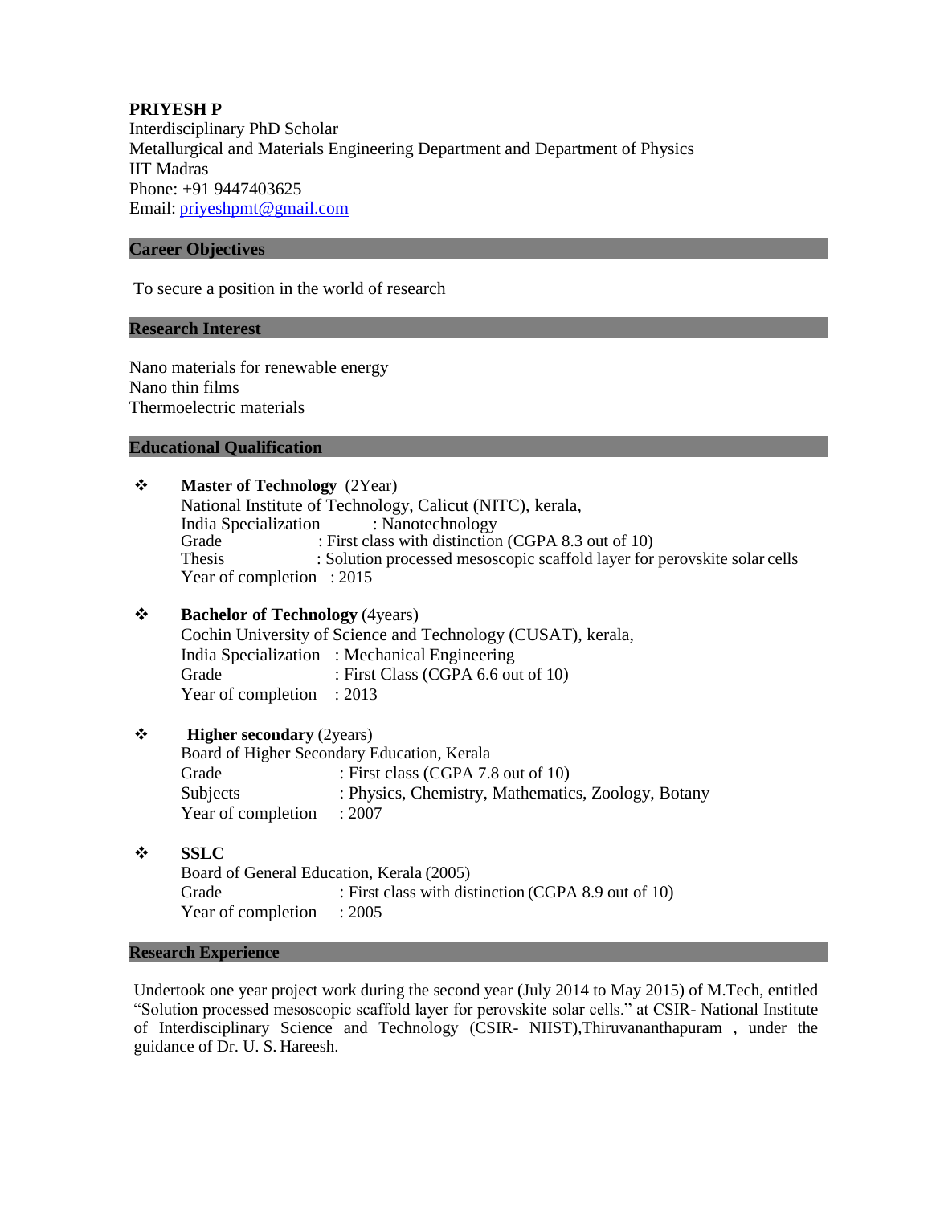**PRIYESH P**
Interdisciplinary PhD Scholar
Metallurgical and Materials Engineering Department and Department of Physics
IIT Madras
Phone: +91 9447403625
Email: priyeshpmt@gmail.com

## Career Objectives

To secure a position in the world of research

## Research Interest

Nano materials for renewable energy
Nano thin films
Thermoelectric materials

## Educational Qualification

- **Master of Technology** (2Year)
  National Institute of Technology, Calicut (NITC), kerala,
  India Specialization : Nanotechnology
  Grade : First class with distinction (CGPA 8.3 out of 10)
  Thesis : Solution processed mesoscopic scaffold layer for perovskite solar cells
  Year of completion : 2015

- **Bachelor of Technology** (4years)
  Cochin University of Science and Technology (CUSAT), kerala,
  India Specialization : Mechanical Engineering
  Grade : First Class (CGPA 6.6 out of 10)
  Year of completion : 2013

- **Higher secondary** (2years)
  Board of Higher Secondary Education, Kerala
  Grade : First class (CGPA 7.8 out of 10)
  Subjects : Physics, Chemistry, Mathematics, Zoology, Botany
  Year of completion : 2007

- **SSLC**
  Board of General Education, Kerala (2005)
  Grade : First class with distinction (CGPA 8.9 out of 10)
  Year of completion : 2005

## Research Experience

Undertook one year project work during the second year (July 2014 to May 2015) of M.Tech, entitled "Solution processed mesoscopic scaffold layer for perovskite solar cells." at CSIR- National Institute of Interdisciplinary Science and Technology (CSIR- NIIST),Thiruvananthapuram , under the guidance of Dr. U. S. Hareesh.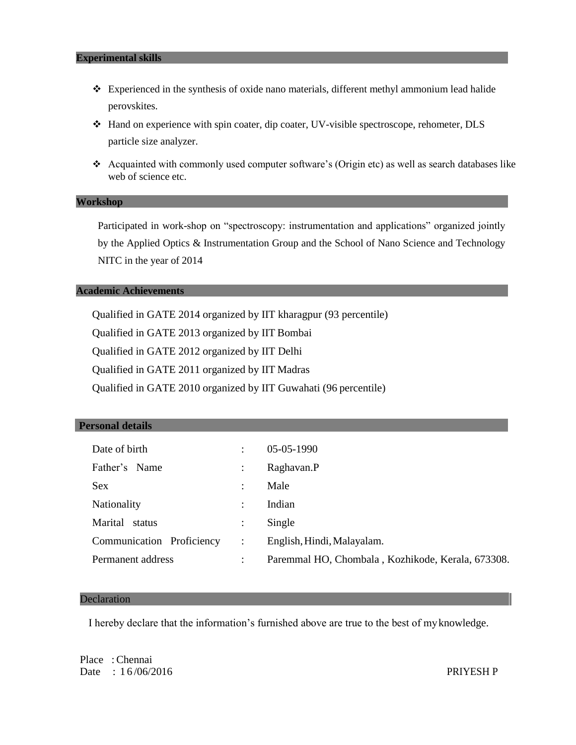## Experimental skills

- Experienced in the synthesis of oxide nano materials, different methyl ammonium lead halide perovskites.
- Hand on experience with spin coater, dip coater, UV-visible spectroscope, rehometer, DLS particle size analyzer.
- Acquainted with commonly used computer software's (Origin etc) as well as search databases like web of science etc.

## Workshop

Participated in work-shop on "spectroscopy: instrumentation and applications" organized jointly by the Applied Optics & Instrumentation Group and the School of Nano Science and Technology NITC in the year of 2014

## Academic Achievements

Qualified in GATE 2014 organized by IIT kharagpur (93 percentile)

Qualified in GATE 2013 organized by IIT Bombai

Qualified in GATE 2012 organized by IIT Delhi

Qualified in GATE 2011 organized by IIT Madras

Qualified in GATE 2010 organized by IIT Guwahati (96 percentile)

## Personal details

| | | |
|---|---|---|
| Date of birth | : | 05-05-1990 |
| Father's Name | : | Raghavan.P |
| Sex | : | Male |
| Nationality | : | Indian |
| Marital status | : | Single |
| Communication Proficiency | : | English, Hindi, Malayalam. |
| Permanent address | : | Paremmal HO, Chombala , Kozhikode, Kerala, 673308. |

## Declaration

I hereby declare that the information's furnished above are true to the best of my knowledge.

Place : Chennai

Date : 16/06/2016

PRIYESH P